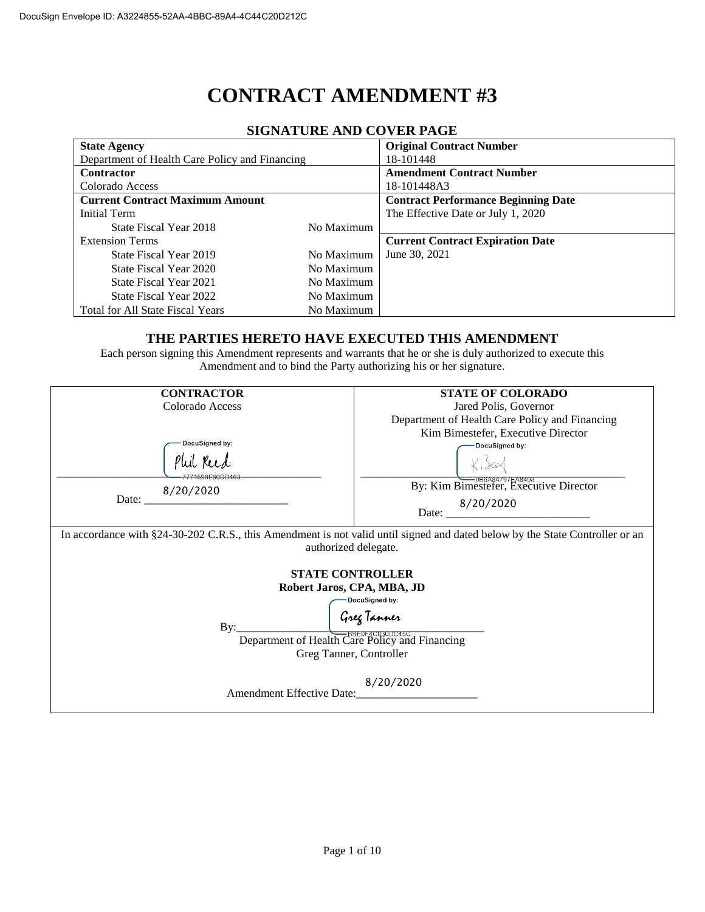DocuSign Envelope ID: A3224855-52AA-4BBC-89A4-4C44C20D212C

# CONTRACT AMENDMENT #3

## SIGNATURE AND COVER PAGE

| State Agency | | Original Contract Number |
|---|---|---|
| Department of Health Care Policy and Financing | | 18-101448 |
| **Contractor** | | **Amendment Contract Number** |
| Colorado Access | | 18-101448A3 |
| **Current Contract Maximum Amount** | | **Contract Performance Beginning Date** |
| Initial Term | | The Effective Date or July 1, 2020 |
| State Fiscal Year 2018 | No Maximum | |
| Extension Terms | | **Current Contract Expiration Date** |
| State Fiscal Year 2019 | No Maximum | June 30, 2021 |
| State Fiscal Year 2020 | No Maximum | |
| State Fiscal Year 2021 | No Maximum | |
| State Fiscal Year 2022 | No Maximum | |
| Total for All State Fiscal Years | No Maximum | |

### THE PARTIES HERETO HAVE EXECUTED THIS AMENDMENT

Each person signing this Amendment represents and warrants that he or she is duly authorized to execute this Amendment and to bind the Party authorizing his or her signature.

| CONTRACTOR | STATE OF COLORADO |
|---|---|
| Colorado Access | Jared Polis, Governor<br>Department of Health Care Policy and Financing<br>Kim Bimestefer, Executive Director |
| DocuSigned by: Phil Reed<br>7771598F80DD463... | DocuSigned by: KBox<br>0B6A84797EA8493<br>By: Kim Bimestefer, Executive Director |
| Date: 8/20/2020 | Date: 8/20/2020 |

In accordance with §24-30-202 C.R.S., this Amendment is not valid until signed and dated below by the State Controller or an authorized delegate.

**STATE CONTROLLER**
**Robert Jaros, CPA, MBA, JD**

By: DocuSigned by: Greg Tanner
BBE0F4C030DC45C
Department of Health Care Policy and Financing
Greg Tanner, Controller

Amendment Effective Date: 8/20/2020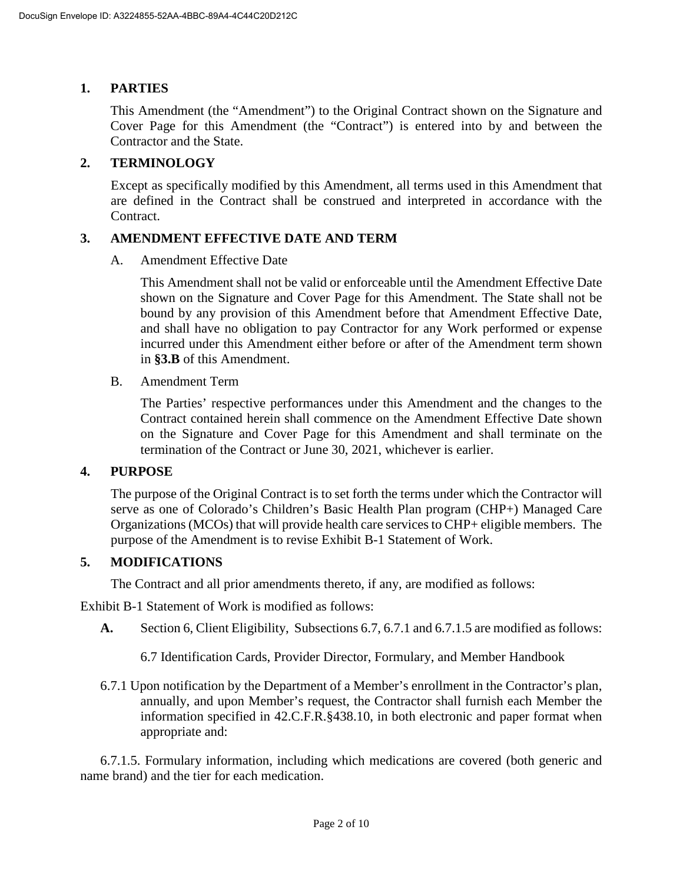## 1. PARTIES

This Amendment (the "Amendment") to the Original Contract shown on the Signature and Cover Page for this Amendment (the "Contract") is entered into by and between the Contractor and the State.

## 2. TERMINOLOGY

Except as specifically modified by this Amendment, all terms used in this Amendment that are defined in the Contract shall be construed and interpreted in accordance with the Contract.

## 3. AMENDMENT EFFECTIVE DATE AND TERM

A. Amendment Effective Date

This Amendment shall not be valid or enforceable until the Amendment Effective Date shown on the Signature and Cover Page for this Amendment. The State shall not be bound by any provision of this Amendment before that Amendment Effective Date, and shall have no obligation to pay Contractor for any Work performed or expense incurred under this Amendment either before or after of the Amendment term shown in **§3.B** of this Amendment.

B. Amendment Term

The Parties' respective performances under this Amendment and the changes to the Contract contained herein shall commence on the Amendment Effective Date shown on the Signature and Cover Page for this Amendment and shall terminate on the termination of the Contract or June 30, 2021, whichever is earlier.

## 4. PURPOSE

The purpose of the Original Contract is to set forth the terms under which the Contractor will serve as one of Colorado's Children's Basic Health Plan program (CHP+) Managed Care Organizations (MCOs) that will provide health care services to CHP+ eligible members. The purpose of the Amendment is to revise Exhibit B-1 Statement of Work.

## 5. MODIFICATIONS

The Contract and all prior amendments thereto, if any, are modified as follows:

Exhibit B-1 Statement of Work is modified as follows:

**A.** Section 6, Client Eligibility, Subsections 6.7, 6.7.1 and 6.7.1.5 are modified as follows:

6.7 Identification Cards, Provider Director, Formulary, and Member Handbook

6.7.1 Upon notification by the Department of a Member's enrollment in the Contractor's plan, annually, and upon Member's request, the Contractor shall furnish each Member the information specified in 42.C.F.R.§438.10, in both electronic and paper format when appropriate and:

6.7.1.5. Formulary information, including which medications are covered (both generic and name brand) and the tier for each medication.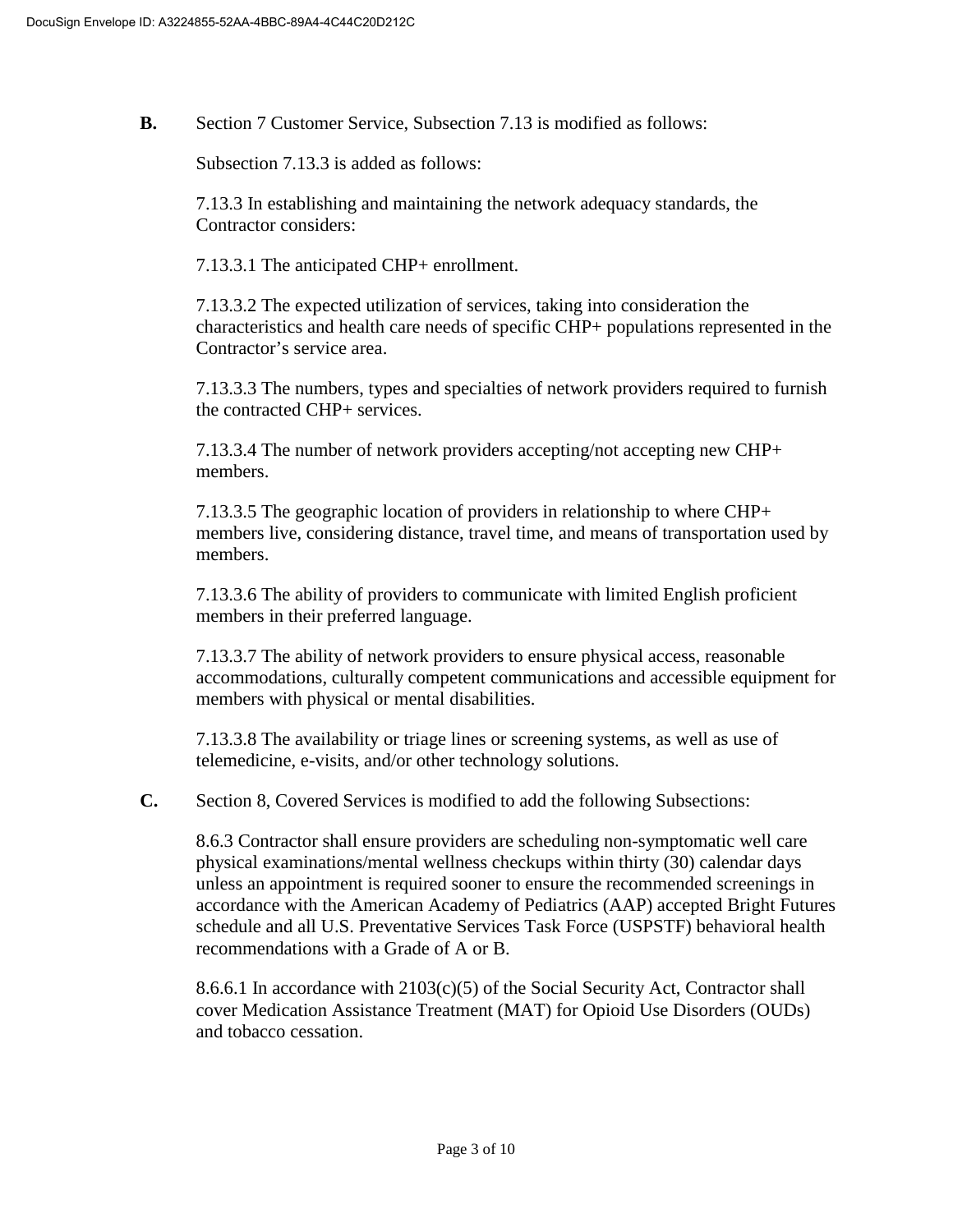**B.** Section 7 Customer Service, Subsection 7.13 is modified as follows:

Subsection 7.13.3 is added as follows:

7.13.3 In establishing and maintaining the network adequacy standards, the Contractor considers:

7.13.3.1 The anticipated CHP+ enrollment.

7.13.3.2 The expected utilization of services, taking into consideration the characteristics and health care needs of specific CHP+ populations represented in the Contractor's service area.

7.13.3.3 The numbers, types and specialties of network providers required to furnish the contracted CHP+ services.

7.13.3.4 The number of network providers accepting/not accepting new CHP+ members.

7.13.3.5 The geographic location of providers in relationship to where CHP+ members live, considering distance, travel time, and means of transportation used by members.

7.13.3.6 The ability of providers to communicate with limited English proficient members in their preferred language.

7.13.3.7 The ability of network providers to ensure physical access, reasonable accommodations, culturally competent communications and accessible equipment for members with physical or mental disabilities.

7.13.3.8 The availability or triage lines or screening systems, as well as use of telemedicine, e-visits, and/or other technology solutions.

**C.** Section 8, Covered Services is modified to add the following Subsections:

8.6.3 Contractor shall ensure providers are scheduling non-symptomatic well care physical examinations/mental wellness checkups within thirty (30) calendar days unless an appointment is required sooner to ensure the recommended screenings in accordance with the American Academy of Pediatrics (AAP) accepted Bright Futures schedule and all U.S. Preventative Services Task Force (USPSTF) behavioral health recommendations with a Grade of A or B.

8.6.6.1 In accordance with 2103(c)(5) of the Social Security Act, Contractor shall cover Medication Assistance Treatment (MAT) for Opioid Use Disorders (OUDs) and tobacco cessation.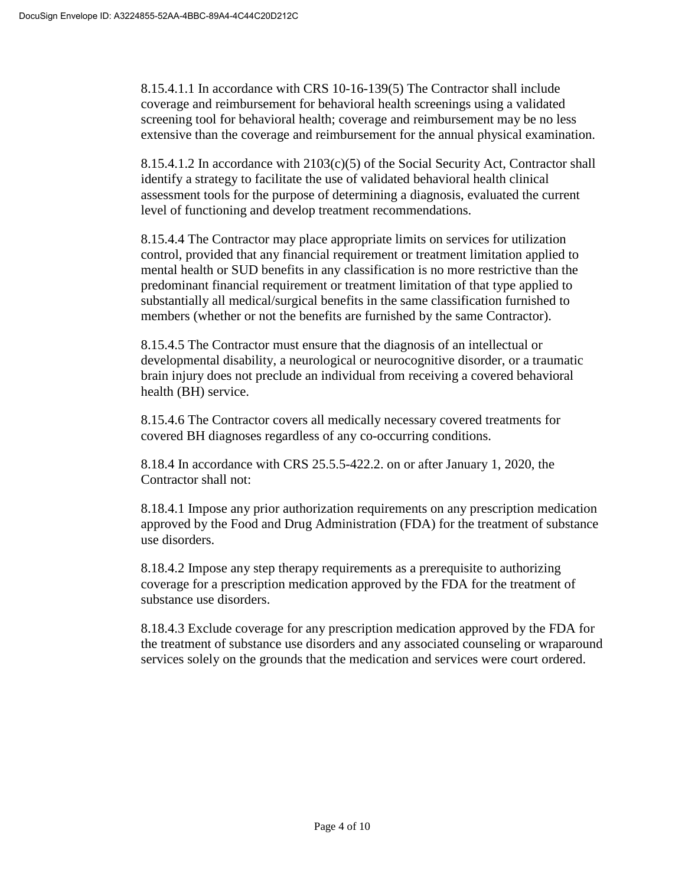8.15.4.1.1 In accordance with CRS 10-16-139(5) The Contractor shall include coverage and reimbursement for behavioral health screenings using a validated screening tool for behavioral health; coverage and reimbursement may be no less extensive than the coverage and reimbursement for the annual physical examination.

8.15.4.1.2 In accordance with 2103(c)(5) of the Social Security Act, Contractor shall identify a strategy to facilitate the use of validated behavioral health clinical assessment tools for the purpose of determining a diagnosis, evaluated the current level of functioning and develop treatment recommendations.

8.15.4.4 The Contractor may place appropriate limits on services for utilization control, provided that any financial requirement or treatment limitation applied to mental health or SUD benefits in any classification is no more restrictive than the predominant financial requirement or treatment limitation of that type applied to substantially all medical/surgical benefits in the same classification furnished to members (whether or not the benefits are furnished by the same Contractor).

8.15.4.5 The Contractor must ensure that the diagnosis of an intellectual or developmental disability, a neurological or neurocognitive disorder, or a traumatic brain injury does not preclude an individual from receiving a covered behavioral health (BH) service.

8.15.4.6 The Contractor covers all medically necessary covered treatments for covered BH diagnoses regardless of any co-occurring conditions.

8.18.4 In accordance with CRS 25.5.5-422.2. on or after January 1, 2020, the Contractor shall not:

8.18.4.1 Impose any prior authorization requirements on any prescription medication approved by the Food and Drug Administration (FDA) for the treatment of substance use disorders.

8.18.4.2 Impose any step therapy requirements as a prerequisite to authorizing coverage for a prescription medication approved by the FDA for the treatment of substance use disorders.

8.18.4.3 Exclude coverage for any prescription medication approved by the FDA for the treatment of substance use disorders and any associated counseling or wraparound services solely on the grounds that the medication and services were court ordered.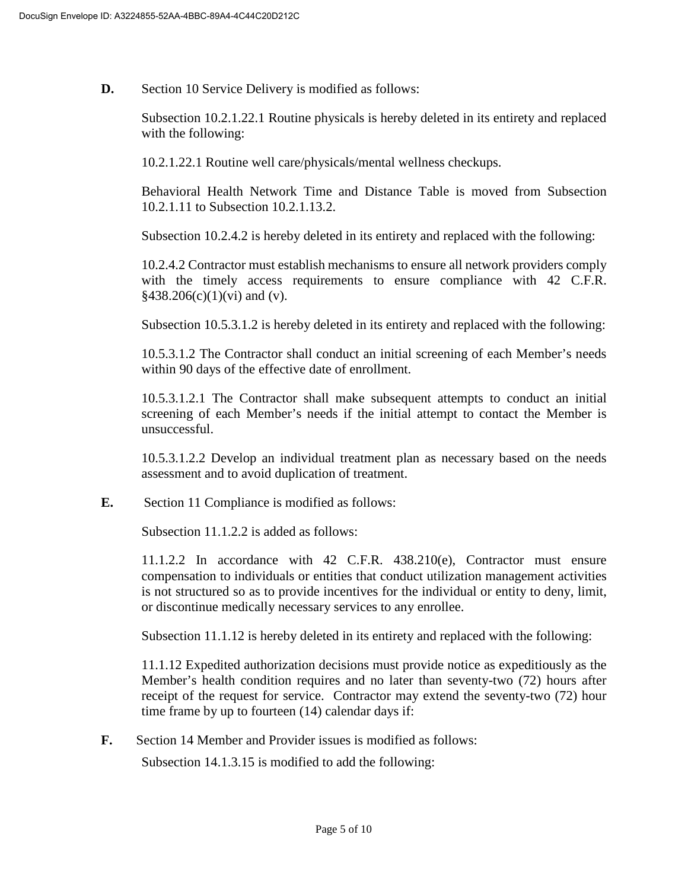**D.** Section 10 Service Delivery is modified as follows:

Subsection 10.2.1.22.1 Routine physicals is hereby deleted in its entirety and replaced with the following:

10.2.1.22.1 Routine well care/physicals/mental wellness checkups.

Behavioral Health Network Time and Distance Table is moved from Subsection 10.2.1.11 to Subsection 10.2.1.13.2.

Subsection 10.2.4.2 is hereby deleted in its entirety and replaced with the following:

10.2.4.2 Contractor must establish mechanisms to ensure all network providers comply with the timely access requirements to ensure compliance with 42 C.F.R. §438.206(c)(1)(vi) and (v).

Subsection 10.5.3.1.2 is hereby deleted in its entirety and replaced with the following:

10.5.3.1.2 The Contractor shall conduct an initial screening of each Member's needs within 90 days of the effective date of enrollment.

10.5.3.1.2.1 The Contractor shall make subsequent attempts to conduct an initial screening of each Member's needs if the initial attempt to contact the Member is unsuccessful.

10.5.3.1.2.2 Develop an individual treatment plan as necessary based on the needs assessment and to avoid duplication of treatment.

**E.** Section 11 Compliance is modified as follows:

Subsection 11.1.2.2 is added as follows:

11.1.2.2 In accordance with 42 C.F.R. 438.210(e), Contractor must ensure compensation to individuals or entities that conduct utilization management activities is not structured so as to provide incentives for the individual or entity to deny, limit, or discontinue medically necessary services to any enrollee.

Subsection 11.1.12 is hereby deleted in its entirety and replaced with the following:

11.1.12 Expedited authorization decisions must provide notice as expeditiously as the Member's health condition requires and no later than seventy-two (72) hours after receipt of the request for service. Contractor may extend the seventy-two (72) hour time frame by up to fourteen (14) calendar days if:

**F.** Section 14 Member and Provider issues is modified as follows:

Subsection 14.1.3.15 is modified to add the following: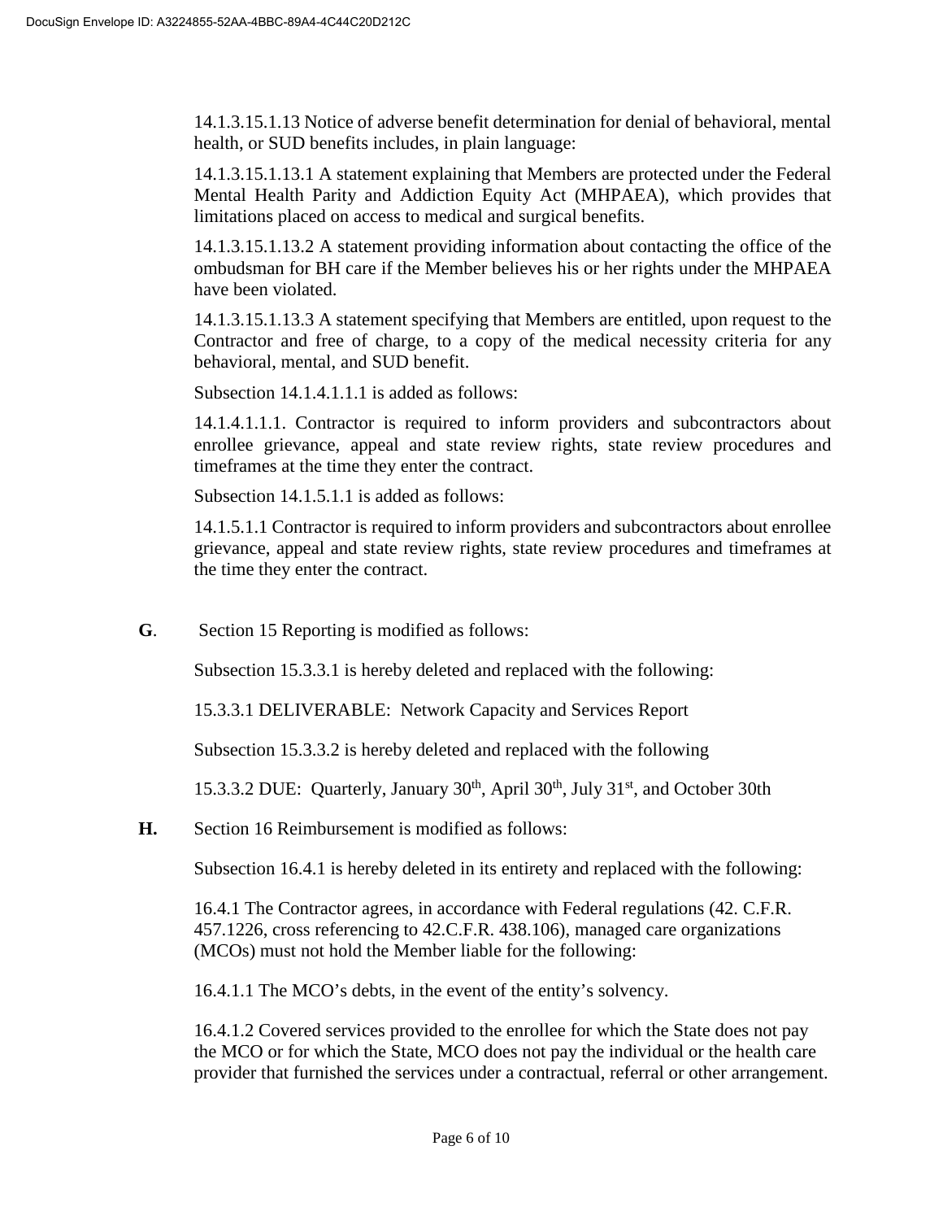14.1.3.15.1.13 Notice of adverse benefit determination for denial of behavioral, mental health, or SUD benefits includes, in plain language:

14.1.3.15.1.13.1 A statement explaining that Members are protected under the Federal Mental Health Parity and Addiction Equity Act (MHPAEA), which provides that limitations placed on access to medical and surgical benefits.

14.1.3.15.1.13.2 A statement providing information about contacting the office of the ombudsman for BH care if the Member believes his or her rights under the MHPAEA have been violated.

14.1.3.15.1.13.3 A statement specifying that Members are entitled, upon request to the Contractor and free of charge, to a copy of the medical necessity criteria for any behavioral, mental, and SUD benefit.

Subsection 14.1.4.1.1.1 is added as follows:

14.1.4.1.1.1. Contractor is required to inform providers and subcontractors about enrollee grievance, appeal and state review rights, state review procedures and timeframes at the time they enter the contract.

Subsection 14.1.5.1.1 is added as follows:

14.1.5.1.1 Contractor is required to inform providers and subcontractors about enrollee grievance, appeal and state review rights, state review procedures and timeframes at the time they enter the contract.

**G**. Section 15 Reporting is modified as follows:

Subsection 15.3.3.1 is hereby deleted and replaced with the following:

15.3.3.1 DELIVERABLE: Network Capacity and Services Report

Subsection 15.3.3.2 is hereby deleted and replaced with the following

15.3.3.2 DUE: Quarterly, January 30th, April 30th, July 31st, and October 30th

**H.** Section 16 Reimbursement is modified as follows:

Subsection 16.4.1 is hereby deleted in its entirety and replaced with the following:

16.4.1 The Contractor agrees, in accordance with Federal regulations (42. C.F.R. 457.1226, cross referencing to 42.C.F.R. 438.106), managed care organizations (MCOs) must not hold the Member liable for the following:

16.4.1.1 The MCO's debts, in the event of the entity's solvency.

16.4.1.2 Covered services provided to the enrollee for which the State does not pay the MCO or for which the State, MCO does not pay the individual or the health care provider that furnished the services under a contractual, referral or other arrangement.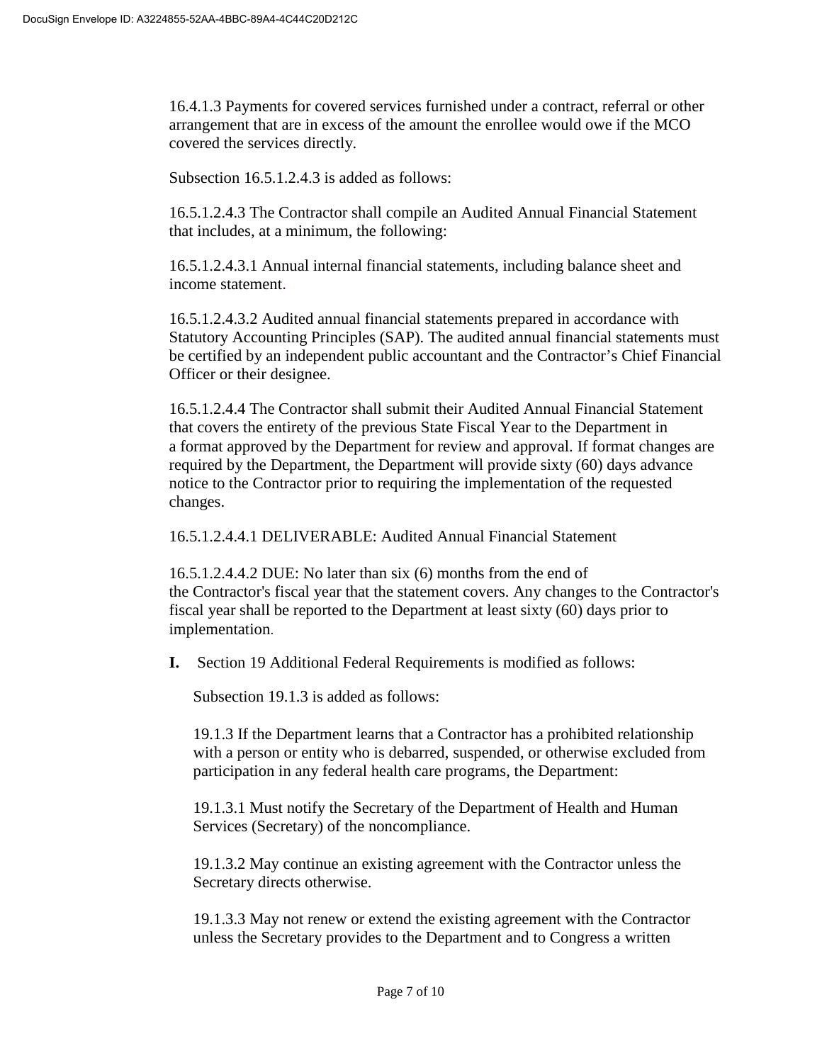16.4.1.3 Payments for covered services furnished under a contract, referral or other arrangement that are in excess of the amount the enrollee would owe if the MCO covered the services directly.

Subsection 16.5.1.2.4.3 is added as follows:

16.5.1.2.4.3 The Contractor shall compile an Audited Annual Financial Statement that includes, at a minimum, the following:

16.5.1.2.4.3.1 Annual internal financial statements, including balance sheet and income statement.

16.5.1.2.4.3.2 Audited annual financial statements prepared in accordance with Statutory Accounting Principles (SAP). The audited annual financial statements must be certified by an independent public accountant and the Contractor's Chief Financial Officer or their designee.

16.5.1.2.4.4 The Contractor shall submit their Audited Annual Financial Statement that covers the entirety of the previous State Fiscal Year to the Department in a format approved by the Department for review and approval. If format changes are required by the Department, the Department will provide sixty (60) days advance notice to the Contractor prior to requiring the implementation of the requested changes.

16.5.1.2.4.4.1 DELIVERABLE: Audited Annual Financial Statement

16.5.1.2.4.4.2 DUE: No later than six (6) months from the end of the Contractor's fiscal year that the statement covers. Any changes to the Contractor's fiscal year shall be reported to the Department at least sixty (60) days prior to implementation.

**I.** Section 19 Additional Federal Requirements is modified as follows:

Subsection 19.1.3 is added as follows:

19.1.3 If the Department learns that a Contractor has a prohibited relationship with a person or entity who is debarred, suspended, or otherwise excluded from participation in any federal health care programs, the Department:

19.1.3.1 Must notify the Secretary of the Department of Health and Human Services (Secretary) of the noncompliance.

19.1.3.2 May continue an existing agreement with the Contractor unless the Secretary directs otherwise.

19.1.3.3 May not renew or extend the existing agreement with the Contractor unless the Secretary provides to the Department and to Congress a written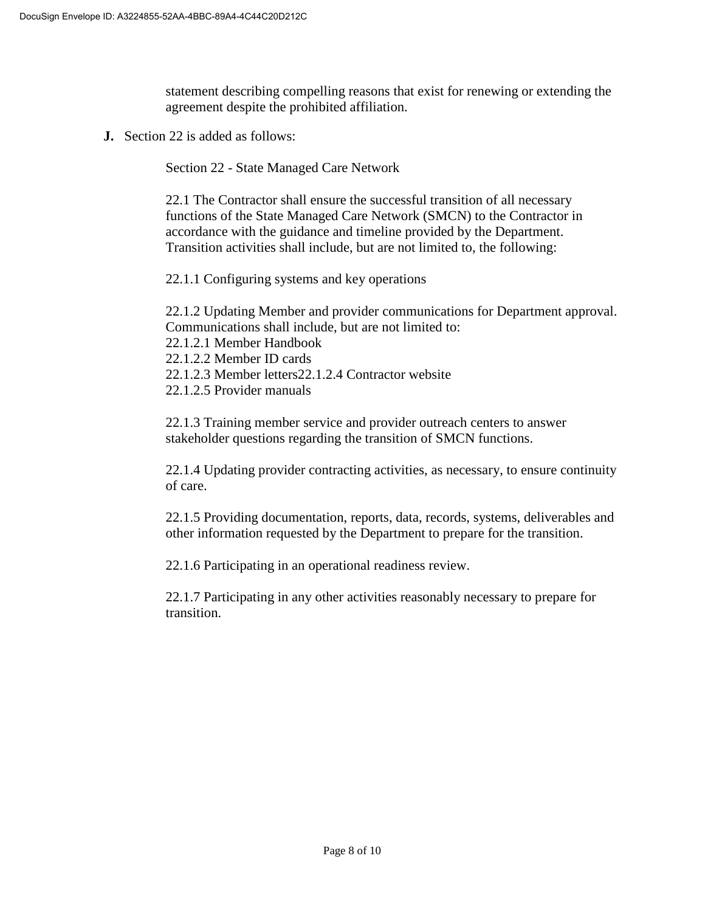statement describing compelling reasons that exist for renewing or extending the agreement despite the prohibited affiliation.

**J.** Section 22 is added as follows:

Section 22 - State Managed Care Network

22.1 The Contractor shall ensure the successful transition of all necessary functions of the State Managed Care Network (SMCN) to the Contractor in accordance with the guidance and timeline provided by the Department. Transition activities shall include, but are not limited to, the following:

22.1.1 Configuring systems and key operations

22.1.2 Updating Member and provider communications for Department approval. Communications shall include, but are not limited to:
22.1.2.1 Member Handbook
22.1.2.2 Member ID cards
22.1.2.3 Member letters22.1.2.4 Contractor website
22.1.2.5 Provider manuals

22.1.3 Training member service and provider outreach centers to answer stakeholder questions regarding the transition of SMCN functions.

22.1.4 Updating provider contracting activities, as necessary, to ensure continuity of care.

22.1.5 Providing documentation, reports, data, records, systems, deliverables and other information requested by the Department to prepare for the transition.

22.1.6 Participating in an operational readiness review.

22.1.7 Participating in any other activities reasonably necessary to prepare for transition.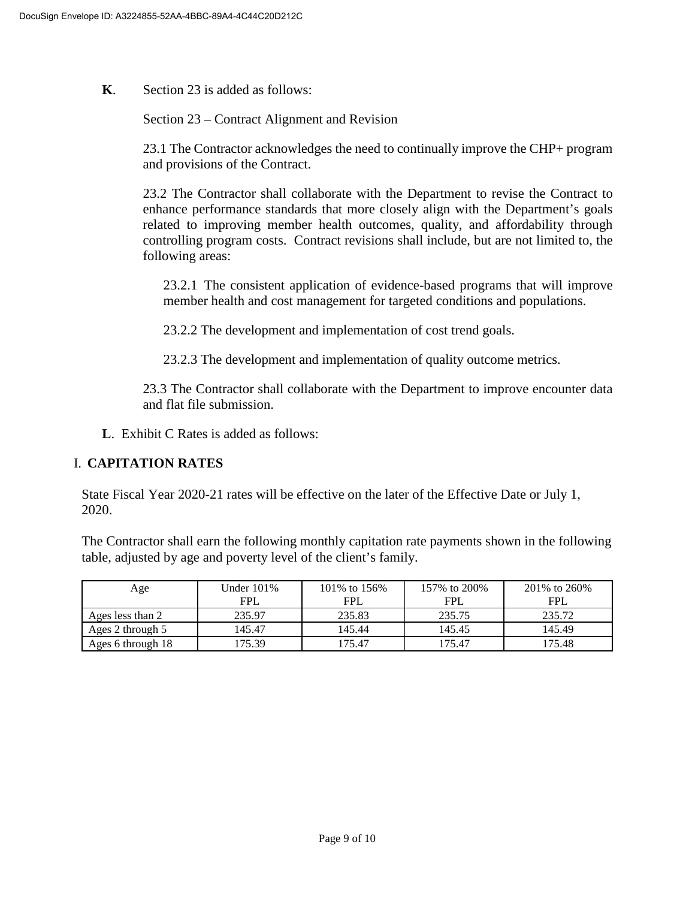**K**. Section 23 is added as follows:

Section 23 – Contract Alignment and Revision

23.1 The Contractor acknowledges the need to continually improve the CHP+ program and provisions of the Contract.

23.2 The Contractor shall collaborate with the Department to revise the Contract to enhance performance standards that more closely align with the Department's goals related to improving member health outcomes, quality, and affordability through controlling program costs. Contract revisions shall include, but are not limited to, the following areas:

23.2.1 The consistent application of evidence-based programs that will improve member health and cost management for targeted conditions and populations.

23.2.2 The development and implementation of cost trend goals.

23.2.3 The development and implementation of quality outcome metrics.

23.3 The Contractor shall collaborate with the Department to improve encounter data and flat file submission.

**L**. Exhibit C Rates is added as follows:

## I. CAPITATION RATES

State Fiscal Year 2020-21 rates will be effective on the later of the Effective Date or July 1, 2020.

The Contractor shall earn the following monthly capitation rate payments shown in the following table, adjusted by age and poverty level of the client's family.

| Age | Under 101% FPL | 101% to 156% FPL | 157% to 200% FPL | 201% to 260% FPL |
|---|---|---|---|---|
| Ages less than 2 | 235.97 | 235.83 | 235.75 | 235.72 |
| Ages 2 through 5 | 145.47 | 145.44 | 145.45 | 145.49 |
| Ages 6 through 18 | 175.39 | 175.47 | 175.47 | 175.48 |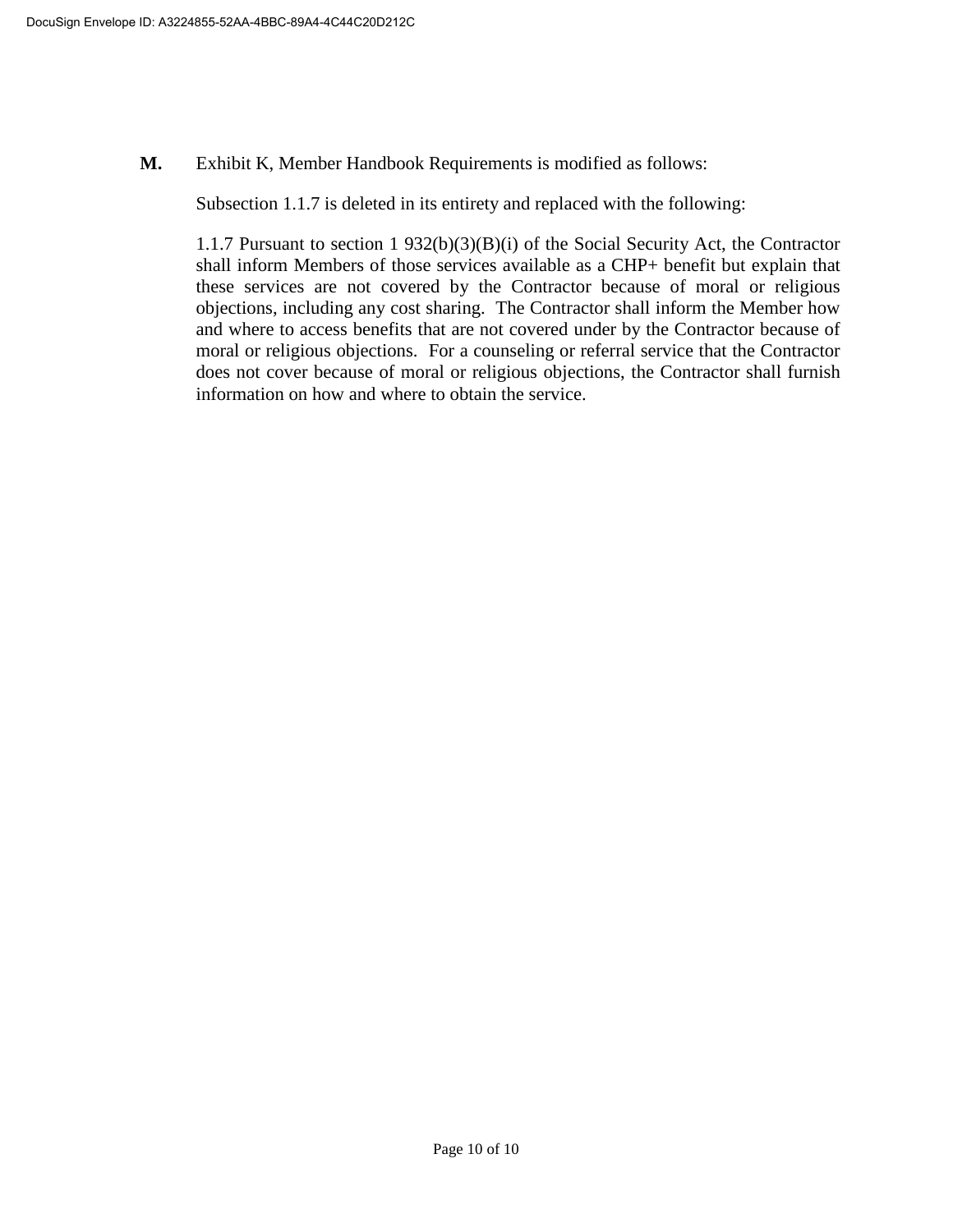**M.** Exhibit K, Member Handbook Requirements is modified as follows:

Subsection 1.1.7 is deleted in its entirety and replaced with the following:

1.1.7 Pursuant to section 1 932(b)(3)(B)(i) of the Social Security Act, the Contractor shall inform Members of those services available as a CHP+ benefit but explain that these services are not covered by the Contractor because of moral or religious objections, including any cost sharing. The Contractor shall inform the Member how and where to access benefits that are not covered under by the Contractor because of moral or religious objections. For a counseling or referral service that the Contractor does not cover because of moral or religious objections, the Contractor shall furnish information on how and where to obtain the service.